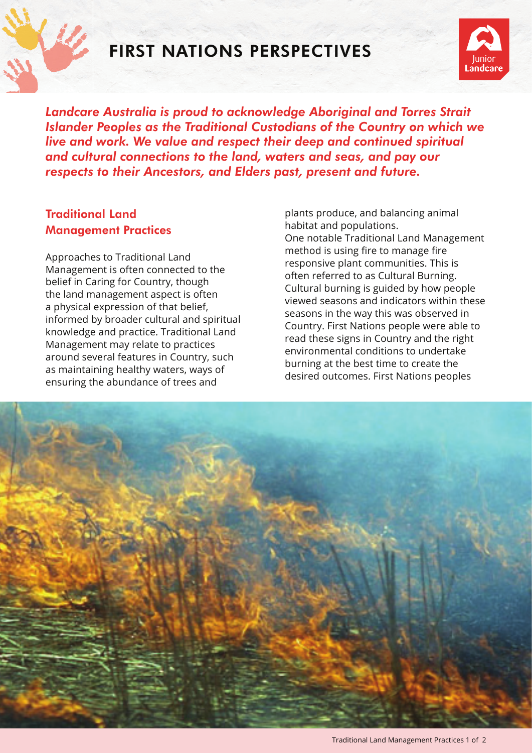# FIRST NATIONS PERSPECTIVES

*Landcare Australia is proud to acknowledge Aboriginal and Torres Strait Islander Peoples as the Traditional Custodians of the Country on which we live and work. We value and respect their deep and continued spiritual and cultural connections to the land, waters and seas, and pay our respects to their Ancestors, and Elders past, present and future.*

## Traditional Land Management Practices

Approaches to Traditional Land Management is often connected to the belief in Caring for Country, though the land management aspect is often a physical expression of that belief, informed by broader cultural and spiritual knowledge and practice. Traditional Land Management may relate to practices around several features in Country, such as maintaining healthy waters, ways of ensuring the abundance of trees and plants produce, and balancing animal habitat and populations.

One notable Traditional Land Management method is using fire to manage fire responsive plant communities. This is often referred to as Cultural Burning. Cultural burning is guided by how people viewed seasons and indicators within these seasons in the way this was observed in Country. First Nations people were able to read these signs in Country and the right environmental conditions to undertake burning at the best time to create the desired outcomes. First Nations peoples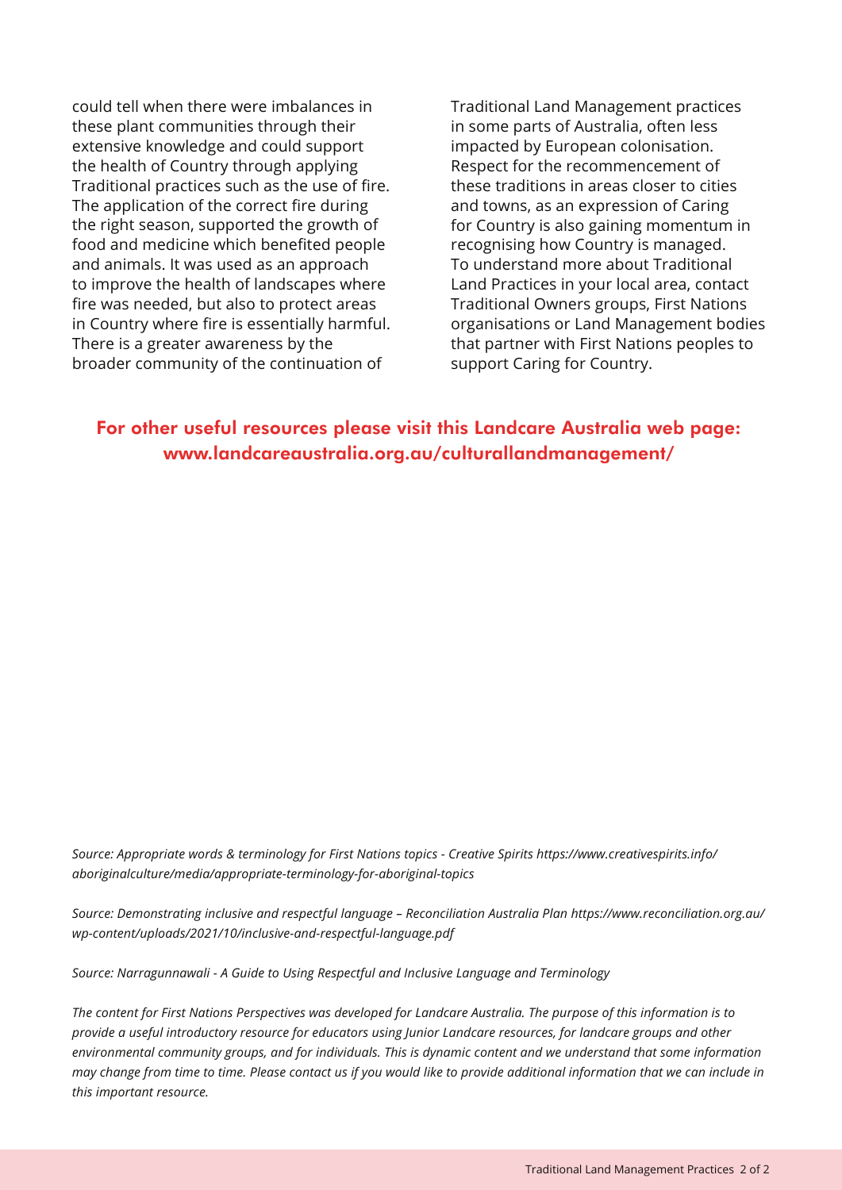could tell when there were imbalances in these plant communities through their extensive knowledge and could support the health of Country through applying Traditional practices such as the use of fire. The application of the correct fire during the right season, supported the growth of food and medicine which benefited people and animals. It was used as an approach to improve the health of landscapes where fire was needed, but also to protect areas in Country where fire is essentially harmful. There is a greater awareness by the broader community of the continuation of Traditional Land Management practices in some parts of Australia, often less impacted by European colonisation. Respect for the recommencement of these traditions in areas closer to cities and towns, as an expression of Caring for Country is also gaining momentum in recognising how Country is managed. To understand more about Traditional Land Practices in your local area, contact Traditional Owners groups, First Nations organisations or Land Management bodies that partner with First Nations peoples to support Caring for Country.

**For other useful resources please visit this Landcare Australia web page: www.landcareaustralia.org.au/culturallandmanagement/**

*Source: Appropriate words & terminology for First Nations topics - Creative Spirits https://www.creativespirits.info/aboriginalculture/media/appropriate-terminology-for-aboriginal-topics*

*Source: Demonstrating inclusive and respectful language – Reconciliation Australia Plan https://www.reconciliation.org.au/wp-content/uploads/2021/10/inclusive-and-respectful-language.pdf*

*Source: Narragunnawali - A Guide to Using Respectful and Inclusive Language and Terminology*

*The content for First Nations Perspectives was developed for Landcare Australia. The purpose of this information is to provide a useful introductory resource for educators using Junior Landcare resources, for landcare groups and other environmental community groups, and for individuals. This is dynamic content and we understand that some information may change from time to time. Please contact us if you would like to provide additional information that we can include in this important resource.*